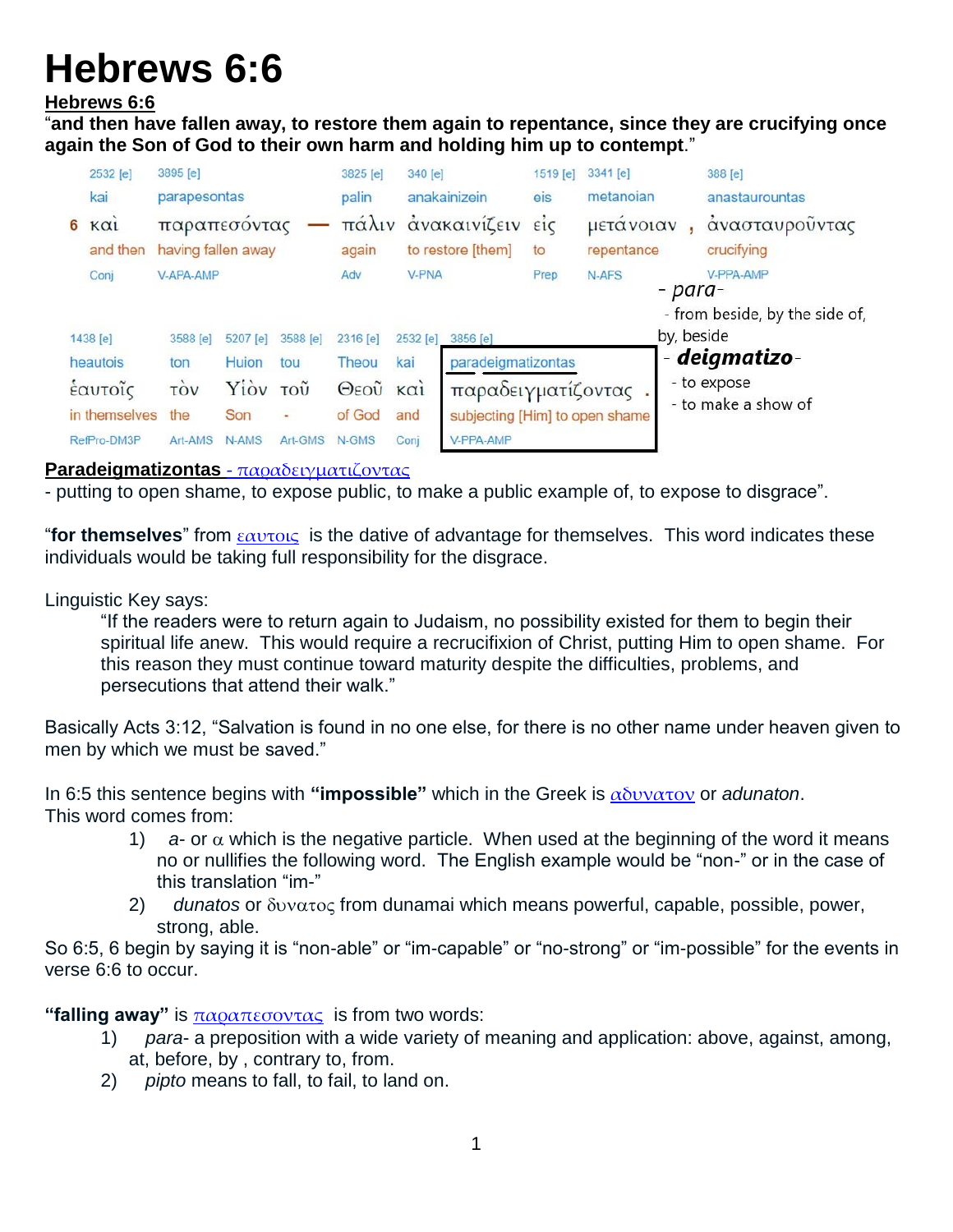# Hebrews 6:6

**Hebrews 6:6**

"**and then have fallen away, to restore them again to repentance, since they are crucifying once again the Son of God to their own harm and holding him up to contempt**."

| | 2532 [e] | 3895 [e] | | 3825 [e] | 340 [e] | 1519 [e] | 3341 [e] | | 388 [e] |
|---|---|---|---|---|---|---|---|---|---|
| | kai | parapesontas | | palin | anakainizein | eis | metanoian | | anastaurountas |
| 6 | καὶ | παραπεσόντας | — | πάλιν | ἀνακαινίζειν | εἰς | μετάνοιαν | , | ἀνασταυροῦντας |
| | and then | having fallen away | | again | to restore [them] | to | repentance | | crucifying |
| | Conj | V-APA-AMP | | Adv | V-PNA | Prep | N-AFS | | V-PPA-AMP |

| 1438 [e] | 3588 [e] | 5207 [e] | 3588 [e] | 2316 [e] | 2532 [e] | 3856 [e] | |
|---|---|---|---|---|---|---|---|
| heautois | ton | Huion | tou | Theou | kai | paradeigmatizontas | |
| ἑαυτοῖς | τὸν | Υἱὸν | τοῦ | Θεοῦ | καὶ | παραδειγματίζοντας | . |
| in themselves | the | Son | - | of God | and | subjecting [Him] to open shame | |
| RefPro-DM3P | Art-AMS | N-AMS | Art-GMS | N-GMS | Conj | V-PPA-AMP | |

- *para*-
  - from beside, by the side of, by, beside
- ***deigmatizo***-
  - to expose
  - to make a show of

**Paradeigmatizontas** - παραδειγματιζοντας

- putting to open shame, to expose public, to make a public example of, to expose to disgrace".

"**for themselves**" from εαυτοις is the dative of advantage for themselves. This word indicates these individuals would be taking full responsibility for the disgrace.

Linguistic Key says:

> "If the readers were to return again to Judaism, no possibility existed for them to begin their spiritual life anew. This would require a recrucifixion of Christ, putting Him to open shame. For this reason they must continue toward maturity despite the difficulties, problems, and persecutions that attend their walk."

Basically Acts 3:12, "Salvation is found in no one else, for there is no other name under heaven given to men by which we must be saved."

In 6:5 this sentence begins with **"impossible"** which in the Greek is αδυνατον or *adunaton*.
This word comes from:

1) *a*- or α which is the negative particle. When used at the beginning of the word it means no or nullifies the following word. The English example would be "non-" or in the case of this translation "im-"
2) *dunatos* or δυνατος from dunamai which means powerful, capable, possible, power, strong, able.

So 6:5, 6 begin by saying it is "non-able" or "im-capable" or "no-strong" or "im-possible" for the events in verse 6:6 to occur.

**"falling away"** is παραπεσοντας is from two words:

1) *para*- a preposition with a wide variety of meaning and application: above, against, among, at, before, by , contrary to, from.
2) *pipto* means to fall, to fail, to land on.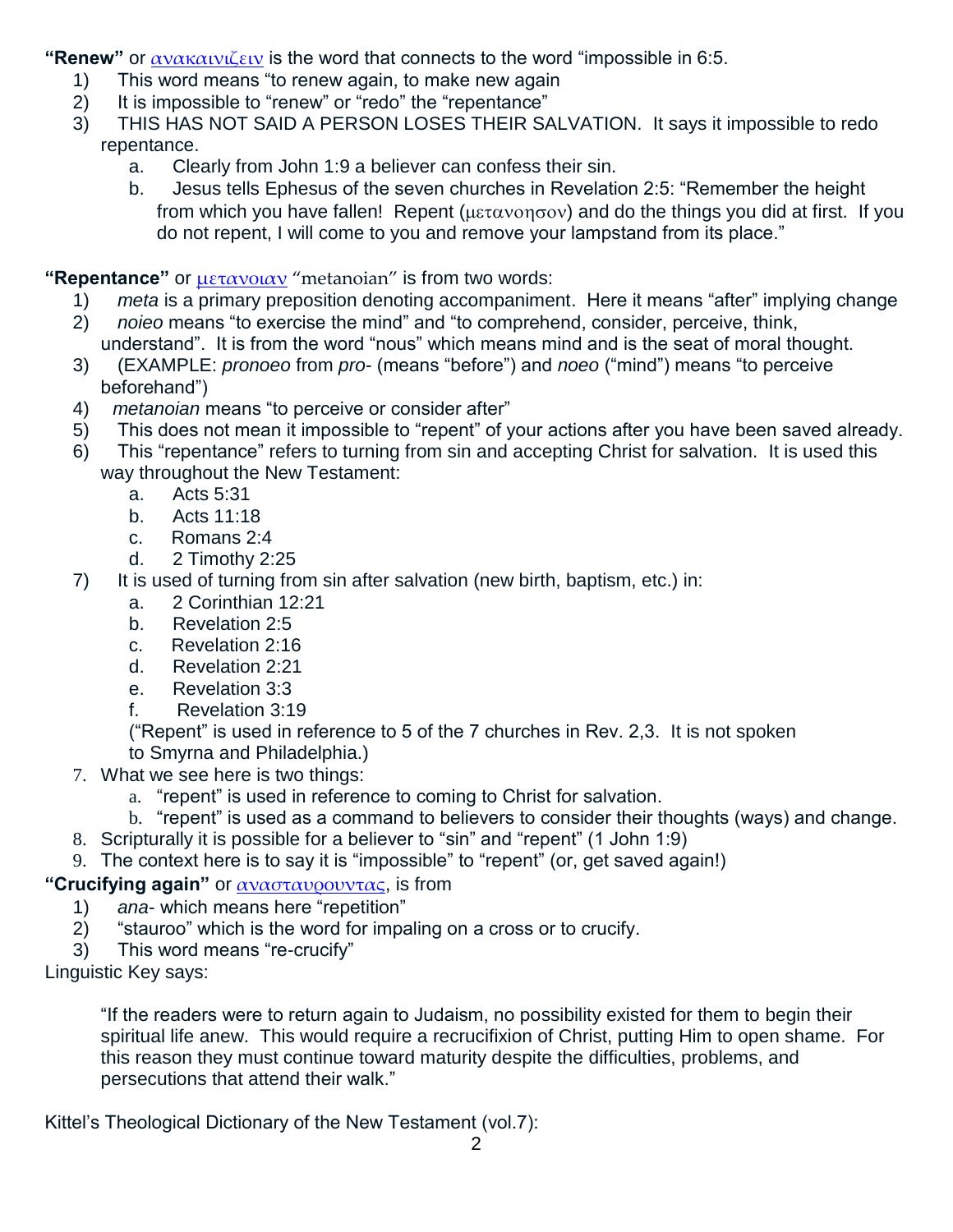**"Renew"** or ανακαινιζειν is the word that connects to the word "impossible in 6:5.

1) This word means "to renew again, to make new again
2) It is impossible to "renew" or "redo" the "repentance"
3) THIS HAS NOT SAID A PERSON LOSES THEIR SALVATION. It says it impossible to redo repentance.
    a. Clearly from John 1:9 a believer can confess their sin.
    b. Jesus tells Ephesus of the seven churches in Revelation 2:5: "Remember the height from which you have fallen! Repent (μετανοησον) and do the things you did at first. If you do not repent, I will come to you and remove your lampstand from its place."

**"Repentance"** or μετανοιαν "metanoian" is from two words:

1) *meta* is a primary preposition denoting accompaniment. Here it means "after" implying change
2) *noieo* means "to exercise the mind" and "to comprehend, consider, perceive, think, understand". It is from the word "nous" which means mind and is the seat of moral thought.
3) (EXAMPLE: *pronoeo* from *pro-* (means "before") and *noeo* ("mind") means "to perceive beforehand")
4) *metanoian* means "to perceive or consider after"
5) This does not mean it impossible to "repent" of your actions after you have been saved already.
6) This "repentance" refers to turning from sin and accepting Christ for salvation. It is used this way throughout the New Testament:
    a. Acts 5:31
    b. Acts 11:18
    c. Romans 2:4
    d. 2 Timothy 2:25
7) It is used of turning from sin after salvation (new birth, baptism, etc.) in:
    a. 2 Corinthian 12:21
    b. Revelation 2:5
    c. Revelation 2:16
    d. Revelation 2:21
    e. Revelation 3:3
    f. Revelation 3:19

    ("Repent" is used in reference to 5 of the 7 churches in Rev. 2,3. It is not spoken to Smyrna and Philadelphia.)

7. What we see here is two things:
    a. "repent" is used in reference to coming to Christ for salvation.
    b. "repent" is used as a command to believers to consider their thoughts (ways) and change.
8. Scripturally it is possible for a believer to "sin" and "repent" (1 John 1:9)
9. The context here is to say it is "impossible" to "repent" (or, get saved again!)

**"Crucifying again"** or ανασταυρουντας, is from

1) *ana-* which means here "repetition"
2) "stauroo" which is the word for impaling on a cross or to crucify.
3) This word means "re-crucify"

Linguistic Key says:

> "If the readers were to return again to Judaism, no possibility existed for them to begin their spiritual life anew. This would require a recrucifixion of Christ, putting Him to open shame. For this reason they must continue toward maturity despite the difficulties, problems, and persecutions that attend their walk."

Kittel's Theological Dictionary of the New Testament (vol.7):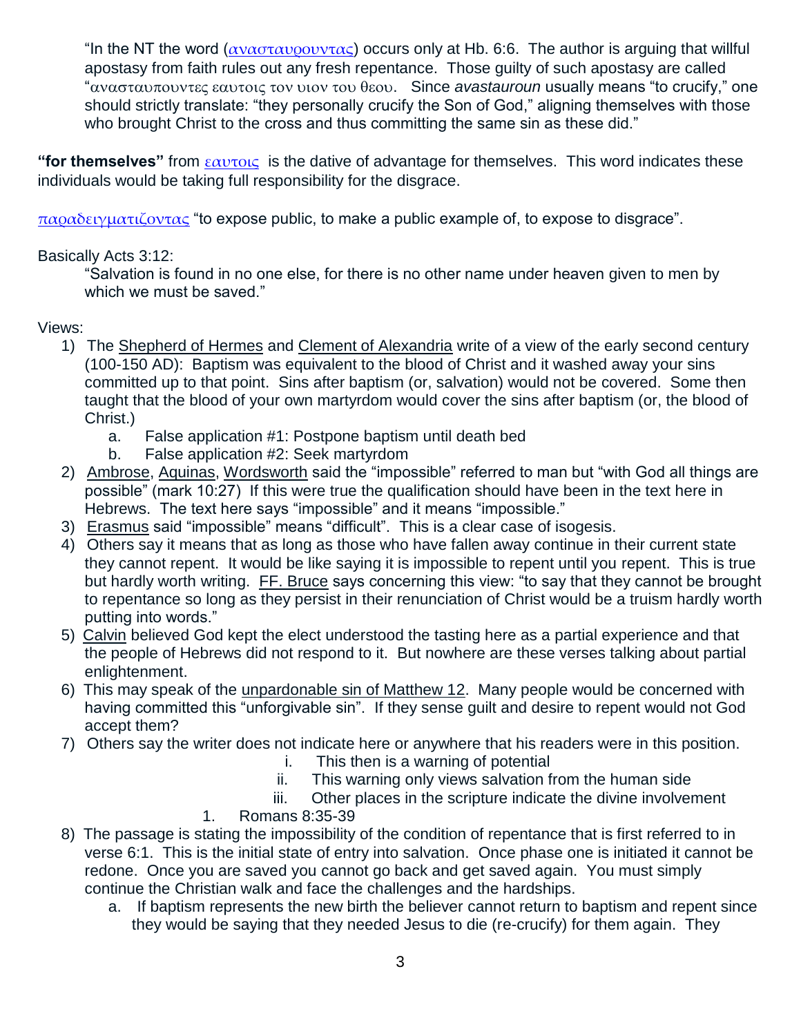"In the NT the word (ανασταυρουντας) occurs only at Hb. 6:6. The author is arguing that willful apostasy from faith rules out any fresh repentance. Those guilty of such apostasy are called "ανασταυπουντες εαυτοις τον υιον του θεου. Since *avastauroun* usually means "to crucify," one should strictly translate: "they personally crucify the Son of God," aligning themselves with those who brought Christ to the cross and thus committing the same sin as these did."

**"for themselves"** from εαυτοις is the dative of advantage for themselves. This word indicates these individuals would be taking full responsibility for the disgrace.

παραδειγματιζοντας "to expose public, to make a public example of, to expose to disgrace".

Basically Acts 3:12:

"Salvation is found in no one else, for there is no other name under heaven given to men by which we must be saved."

Views:

1) The Shepherd of Hermes and Clement of Alexandria write of a view of the early second century (100-150 AD): Baptism was equivalent to the blood of Christ and it washed away your sins committed up to that point. Sins after baptism (or, salvation) would not be covered. Some then taught that the blood of your own martyrdom would cover the sins after baptism (or, the blood of Christ.)
   a. False application #1: Postpone baptism until death bed
   b. False application #2: Seek martyrdom
2) Ambrose, Aquinas, Wordsworth said the "impossible" referred to man but "with God all things are possible" (mark 10:27) If this were true the qualification should have been in the text here in Hebrews. The text here says "impossible" and it means "impossible."
3) Erasmus said "impossible" means "difficult". This is a clear case of isogesis.
4) Others say it means that as long as those who have fallen away continue in their current state they cannot repent. It would be like saying it is impossible to repent until you repent. This is true but hardly worth writing. FF. Bruce says concerning this view: "to say that they cannot be brought to repentance so long as they persist in their renunciation of Christ would be a truism hardly worth putting into words."
5) Calvin believed God kept the elect understood the tasting here as a partial experience and that the people of Hebrews did not respond to it. But nowhere are these verses talking about partial enlightenment.
6) This may speak of the unpardonable sin of Matthew 12. Many people would be concerned with having committed this "unforgivable sin". If they sense guilt and desire to repent would not God accept them?
7) Others say the writer does not indicate here or anywhere that his readers were in this position.
   i. This then is a warning of potential
   ii. This warning only views salvation from the human side
   iii. Other places in the scripture indicate the divine involvement
      1. Romans 8:35-39
8) The passage is stating the impossibility of the condition of repentance that is first referred to in verse 6:1. This is the initial state of entry into salvation. Once phase one is initiated it cannot be redone. Once you are saved you cannot go back and get saved again. You must simply continue the Christian walk and face the challenges and the hardships.
   a. If baptism represents the new birth the believer cannot return to baptism and repent since they would be saying that they needed Jesus to die (re-crucify) for them again. They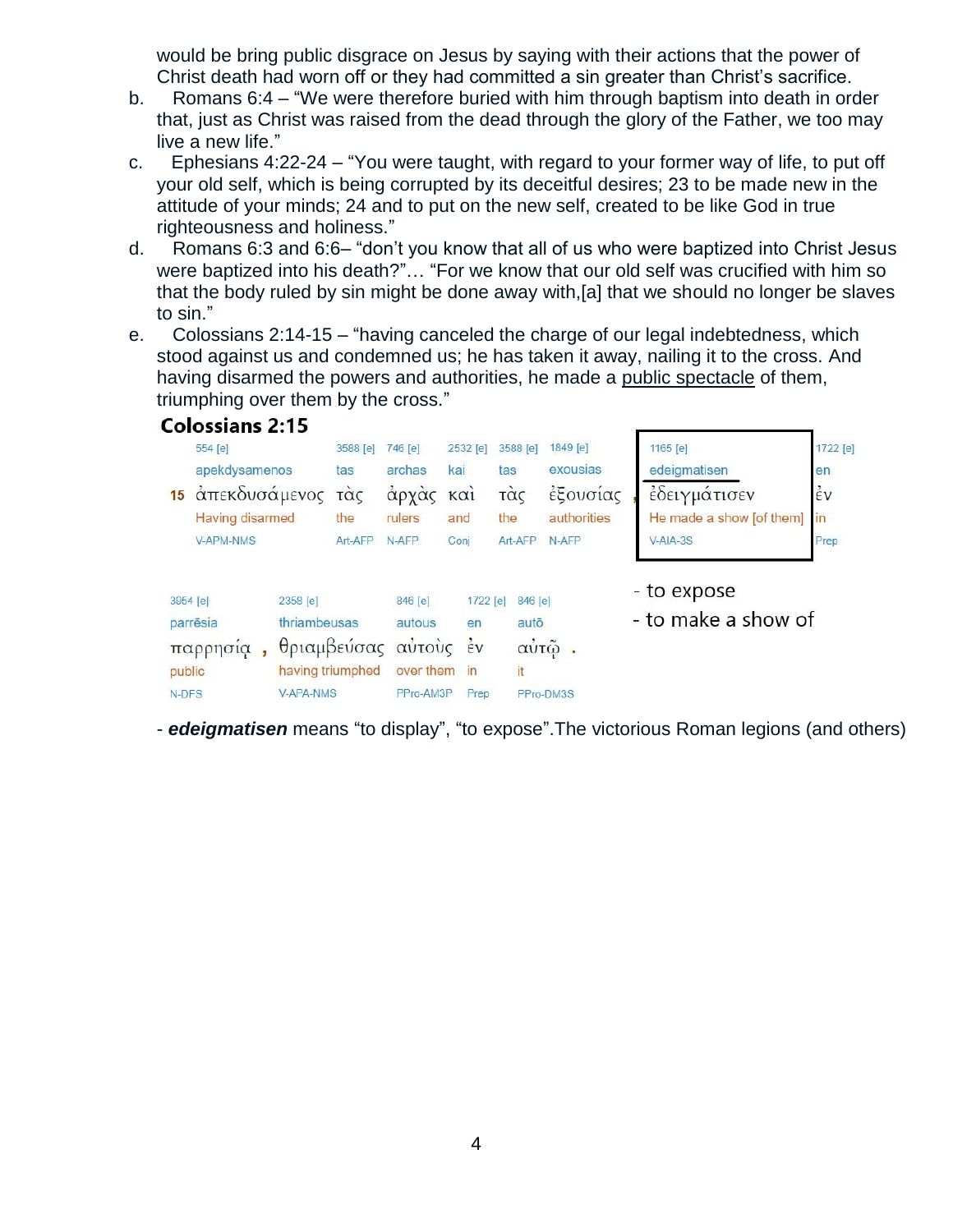would be bring public disgrace on Jesus by saying with their actions that the power of Christ death had worn off or they had committed a sin greater than Christ's sacrifice.

b. Romans 6:4 – "We were therefore buried with him through baptism into death in order that, just as Christ was raised from the dead through the glory of the Father, we too may live a new life."

c. Ephesians 4:22-24 – "You were taught, with regard to your former way of life, to put off your old self, which is being corrupted by its deceitful desires; 23 to be made new in the attitude of your minds; 24 and to put on the new self, created to be like God in true righteousness and holiness."

d. Romans 6:3 and 6:6– "don't you know that all of us who were baptized into Christ Jesus were baptized into his death?"… "For we know that our old self was crucified with him so that the body ruled by sin might be done away with,[a] that we should no longer be slaves to sin."

e. Colossians 2:14-15 – "having canceled the charge of our legal indebtedness, which stood against us and condemned us; he has taken it away, nailing it to the cross. And having disarmed the powers and authorities, he made a <u>public spectacle</u> of them, triumphing over them by the cross."

**Colossians 2:15**

| 554 [e] | 3588 [e] | 746 [e] | 2532 [e] | 3588 [e] | 1849 [e] | 1165 [e] | 1722 [e] |
|---|---|---|---|---|---|---|---|
| apekdysamenos | tas | archas | kai | tas | exousias | edeigmatisen | en |
| 15 ἀπεκδυσάμενος | τὰς | ἀρχὰς | καὶ | τὰς | ἐξουσίας , | ἐδειγμάτισεν | ἐν |
| Having disarmed | the | rulers | and | the | authorities | He made a show [of them] | in |
| V-APM-NMS | Art-AFP | N-AFP | Conj | Art-AFP | N-AFP | V-AIA-3S | Prep |

| 3954 [e] | 2358 [e] | 846 [e] | 1722 [e] | 846 [e] |
|---|---|---|---|---|
| parrēsia | thriambeusas | autous | en | autō |
| παρρησίᾳ , | θριαμβεύσας | αὐτοὺς | ἐν | αὐτῷ . |
| public | having triumphed | over them | in | it |
| N-DFS | V-APA-NMS | PPro-AM3P | Prep | PPro-DM3S |

- to expose
- to make a show of

- ***edeigmatisen*** means "to display", "to expose".The victorious Roman legions (and others)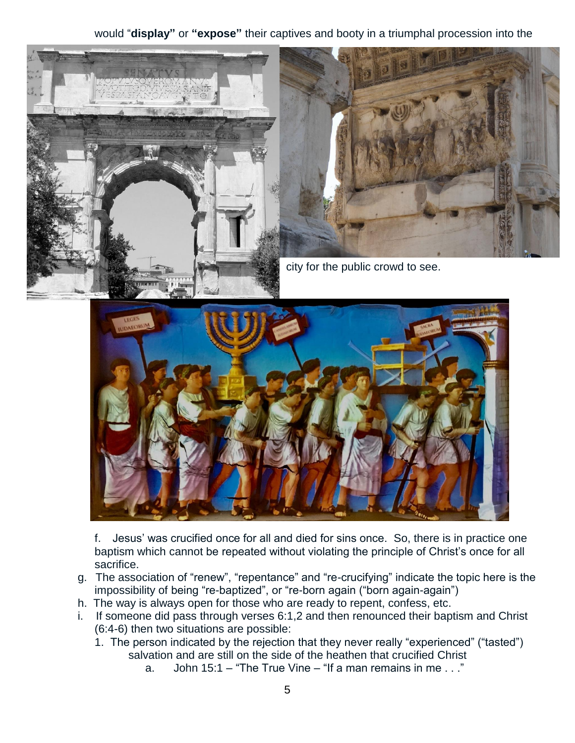would "**display"** or **"expose"** their captives and booty in a triumphal procession into the city for the public crowd to see.

f. Jesus' was crucified once for all and died for sins once. So, there is in practice one baptism which cannot be repeated without violating the principle of Christ's once for all sacrifice.

g. The association of "renew", "repentance" and "re-crucifying" indicate the topic here is the impossibility of being "re-baptized", or "re-born again ("born again-again")

h. The way is always open for those who are ready to repent, confess, etc.

i. If someone did pass through verses 6:1,2 and then renounced their baptism and Christ (6:4-6) then two situations are possible:

1. The person indicated by the rejection that they never really "experienced" ("tasted") salvation and are still on the side of the heathen that crucified Christ

   a. John 15:1 – "The True Vine – "If a man remains in me . . ."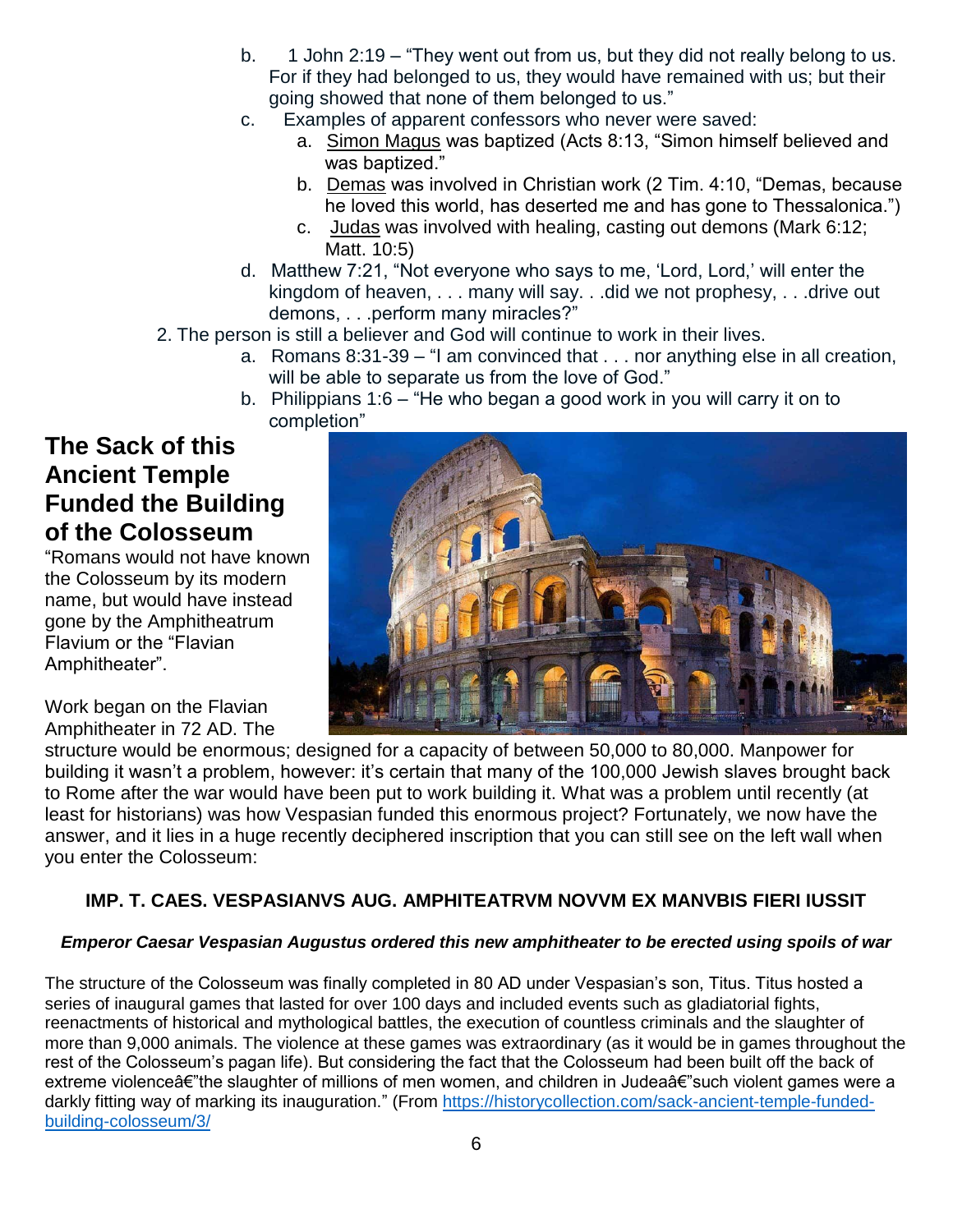b. 1 John 2:19 – "They went out from us, but they did not really belong to us. For if they had belonged to us, they would have remained with us; but their going showed that none of them belonged to us."

c. Examples of apparent confessors who never were saved:

  a. Simon Magus was baptized (Acts 8:13, "Simon himself believed and was baptized."

  b. Demas was involved in Christian work (2 Tim. 4:10, "Demas, because he loved this world, has deserted me and has gone to Thessalonica.")

  c. Judas was involved with healing, casting out demons (Mark 6:12; Matt. 10:5)

d. Matthew 7:21, "Not everyone who says to me, 'Lord, Lord,' will enter the kingdom of heaven, . . . many will say. . .did we not prophesy, . . .drive out demons, . . .perform many miracles?"

2. The person is still a believer and God will continue to work in their lives.

  a. Romans 8:31-39 – "I am convinced that . . . nor anything else in all creation, will be able to separate us from the love of God."

  b. Philippians 1:6 – "He who began a good work in you will carry it on to completion"

## The Sack of this Ancient Temple Funded the Building of the Colosseum

"Romans would not have known the Colosseum by its modern name, but would have instead gone by the Amphitheatrum Flavium or the "Flavian Amphitheater".

Work began on the Flavian Amphitheater in 72 AD. The structure would be enormous; designed for a capacity of between 50,000 to 80,000. Manpower for building it wasn't a problem, however: it's certain that many of the 100,000 Jewish slaves brought back to Rome after the war would have been put to work building it. What was a problem until recently (at least for historians) was how Vespasian funded this enormous project? Fortunately, we now have the answer, and it lies in a huge recently deciphered inscription that you can still see on the left wall when you enter the Colosseum:

**IMP. T. CAES. VESPASIANVS AUG. AMPHITEATRVM NOVVM EX MANVBIS FIERI IUSSIT**

***Emperor Caesar Vespasian Augustus ordered this new amphitheater to be erected using spoils of war***

The structure of the Colosseum was finally completed in 80 AD under Vespasian's son, Titus. Titus hosted a series of inaugural games that lasted for over 100 days and included events such as gladiatorial fights, reenactments of historical and mythological battles, the execution of countless criminals and the slaughter of more than 9,000 animals. The violence at these games was extraordinary (as it would be in games throughout the rest of the Colosseum's pagan life). But considering the fact that the Colosseum had been built off the back of extreme violenceâ€"the slaughter of millions of men women, and children in Judeaâ€"such violent games were a darkly fitting way of marking its inauguration." (From https://historycollection.com/sack-ancient-temple-funded-building-colosseum/3/